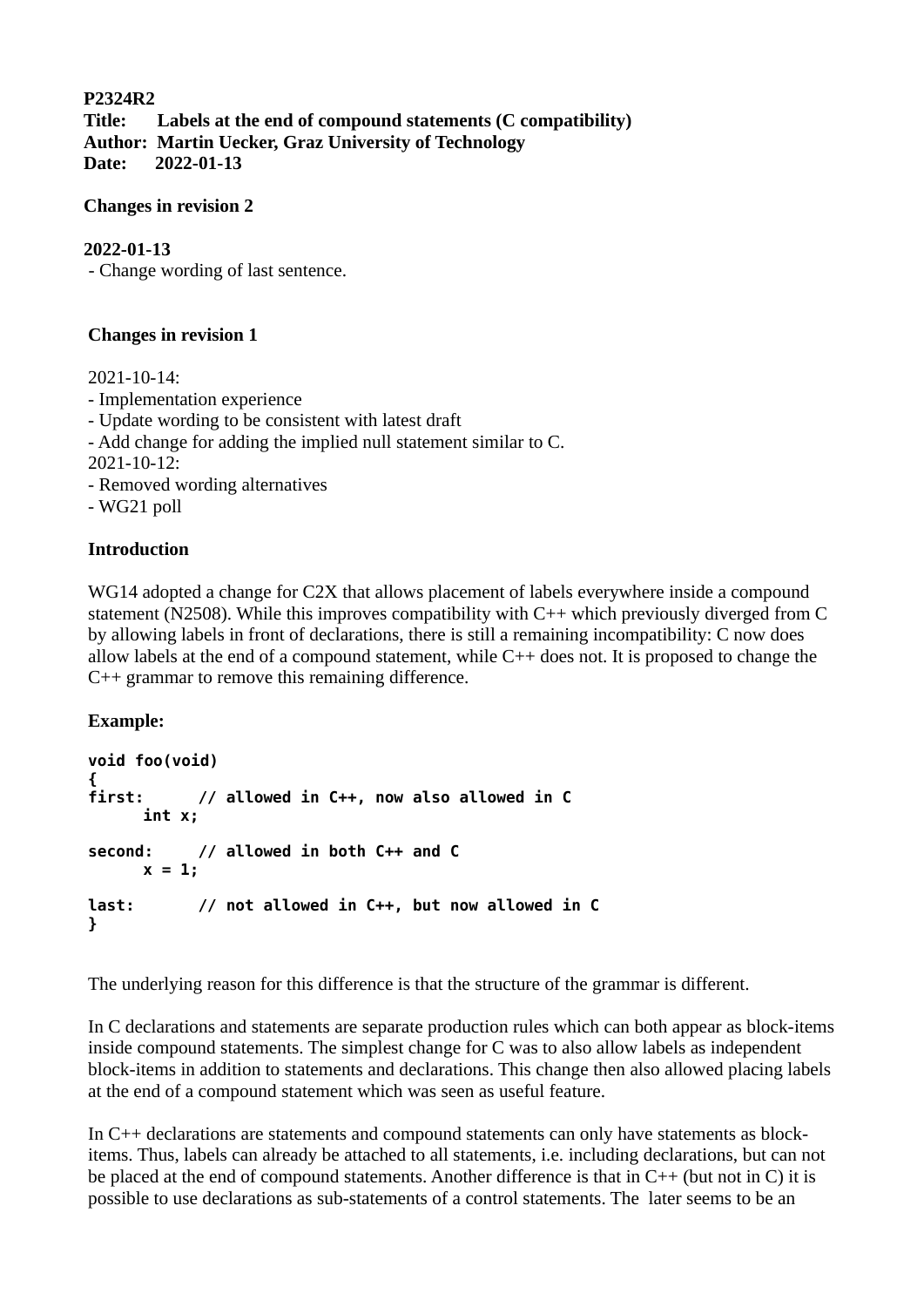**P2324R2**
**Title: Labels at the end of compound statements (C compatibility)**
**Author: Martin Uecker, Graz University of Technology**
**Date: 2022-01-13**

**Changes in revision 2**

**2022-01-13**
- Change wording of last sentence.

**Changes in revision 1**

2021-10-14:
- Implementation experience
- Update wording to be consistent with latest draft
- Add change for adding the implied null statement similar to C.

2021-10-12:
- Removed wording alternatives
- WG21 poll

**Introduction**

WG14 adopted a change for C2X that allows placement of labels everywhere inside a compound statement (N2508). While this improves compatibility with C++ which previously diverged from C by allowing labels in front of declarations, there is still a remaining incompatibility: C now does allow labels at the end of a compound statement, while C++ does not. It is proposed to change the C++ grammar to remove this remaining difference.

**Example:**

```
void foo(void)
{
first:      // allowed in C++, now also allowed in C
      int x;

second:     // allowed in both C++ and C
      x = 1;

last:       // not allowed in C++, but now allowed in C
}
```

The underlying reason for this difference is that the structure of the grammar is different.

In C declarations and statements are separate production rules which can both appear as block-items inside compound statements. The simplest change for C was to also allow labels as independent block-items in addition to statements and declarations. This change then also allowed placing labels at the end of a compound statement which was seen as useful feature.

In C++ declarations are statements and compound statements can only have statements as block-items. Thus, labels can already be attached to all statements, i.e. including declarations, but can not be placed at the end of compound statements. Another difference is that in C++ (but not in C) it is possible to use declarations as sub-statements of a control statements. The later seems to be an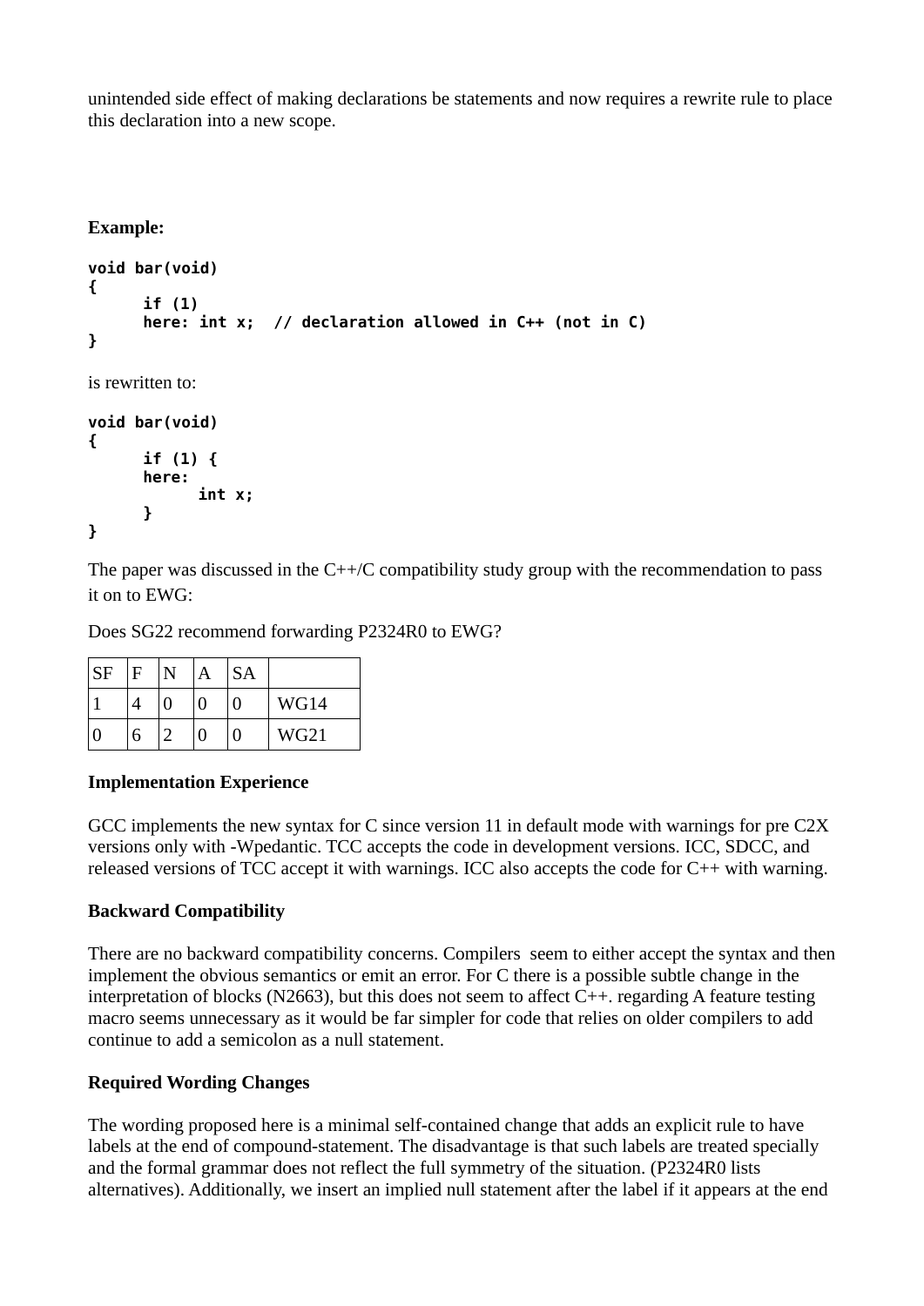unintended side effect of making declarations be statements and now requires a rewrite rule to place this declaration into a new scope.

**Example:**

```
void bar(void)
{
      if (1)
      here: int x;  // declaration allowed in C++ (not in C)
}
```

is rewritten to:

```
void bar(void)
{
      if (1) {
      here:
            int x;
      }
}
```

The paper was discussed in the C++/C compatibility study group with the recommendation to pass it on to EWG:

Does SG22 recommend forwarding P2324R0 to EWG?

| SF | F | N | A | SA | |
|---|---|---|---|---|---|
| 1 | 4 | 0 | 0 | 0 | WG14 |
| 0 | 6 | 2 | 0 | 0 | WG21 |

**Implementation Experience**

GCC implements the new syntax for C since version 11 in default mode with warnings for pre C2X versions only with -Wpedantic. TCC accepts the code in development versions. ICC, SDCC, and released versions of TCC accept it with warnings. ICC also accepts the code for C++ with warning.

**Backward Compatibility**

There are no backward compatibility concerns. Compilers  seem to either accept the syntax and then implement the obvious semantics or emit an error. For C there is a possible subtle change in the interpretation of blocks (N2663), but this does not seem to affect C++. regarding A feature testing macro seems unnecessary as it would be far simpler for code that relies on older compilers to add continue to add a semicolon as a null statement.

**Required Wording Changes**

The wording proposed here is a minimal self-contained change that adds an explicit rule to have labels at the end of compound-statement. The disadvantage is that such labels are treated specially and the formal grammar does not reflect the full symmetry of the situation. (P2324R0 lists alternatives). Additionally, we insert an implied null statement after the label if it appears at the end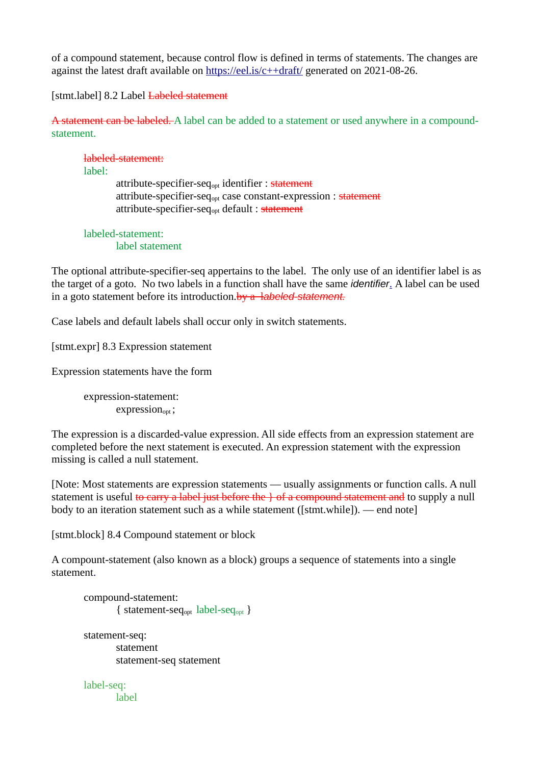of a compound statement, because control flow is defined in terms of statements. The changes are against the latest draft available on https://eel.is/c++draft/ generated on 2021-08-26.

[stmt.label] 8.2 Label ~~Labeled statement~~

~~A statement can be labeled.~~ A label can be added to a statement or used anywhere in a compound-statement.

> ~~labeled-statement:~~
> label:
>
> > attribute-specifier-seq$_{opt}$ identifier : ~~statement~~
> > attribute-specifier-seq$_{opt}$ case constant-expression : ~~statement~~
> > attribute-specifier-seq$_{opt}$ default : ~~statement~~
>
> labeled-statement:
>
> > label statement

The optional attribute-specifier-seq appertains to the label. The only use of an identifier label is as the target of a goto. No two labels in a function shall have the same *identifier*. A label can be used in a goto statement before its introduction.~~by a *labeled-statement*.~~

Case labels and default labels shall occur only in switch statements.

[stmt.expr] 8.3 Expression statement

Expression statements have the form

> expression-statement:
>
> > expression$_{opt}$ ;

The expression is a discarded-value expression. All side effects from an expression statement are completed before the next statement is executed. An expression statement with the expression missing is called a null statement.

[Note: Most statements are expression statements — usually assignments or function calls. A null statement is useful ~~to carry a label just before the } of a compound statement and~~ to supply a null body to an iteration statement such as a while statement ([stmt.while]). — end note]

[stmt.block] 8.4 Compound statement or block

A compound-statement (also known as a block) groups a sequence of statements into a single statement.

> compound-statement:
>
> > { statement-seq$_{opt}$ label-seq$_{opt}$ }
>
> statement-seq:
>
> > statement
> > statement-seq statement
>
> label-seq:
>
> > label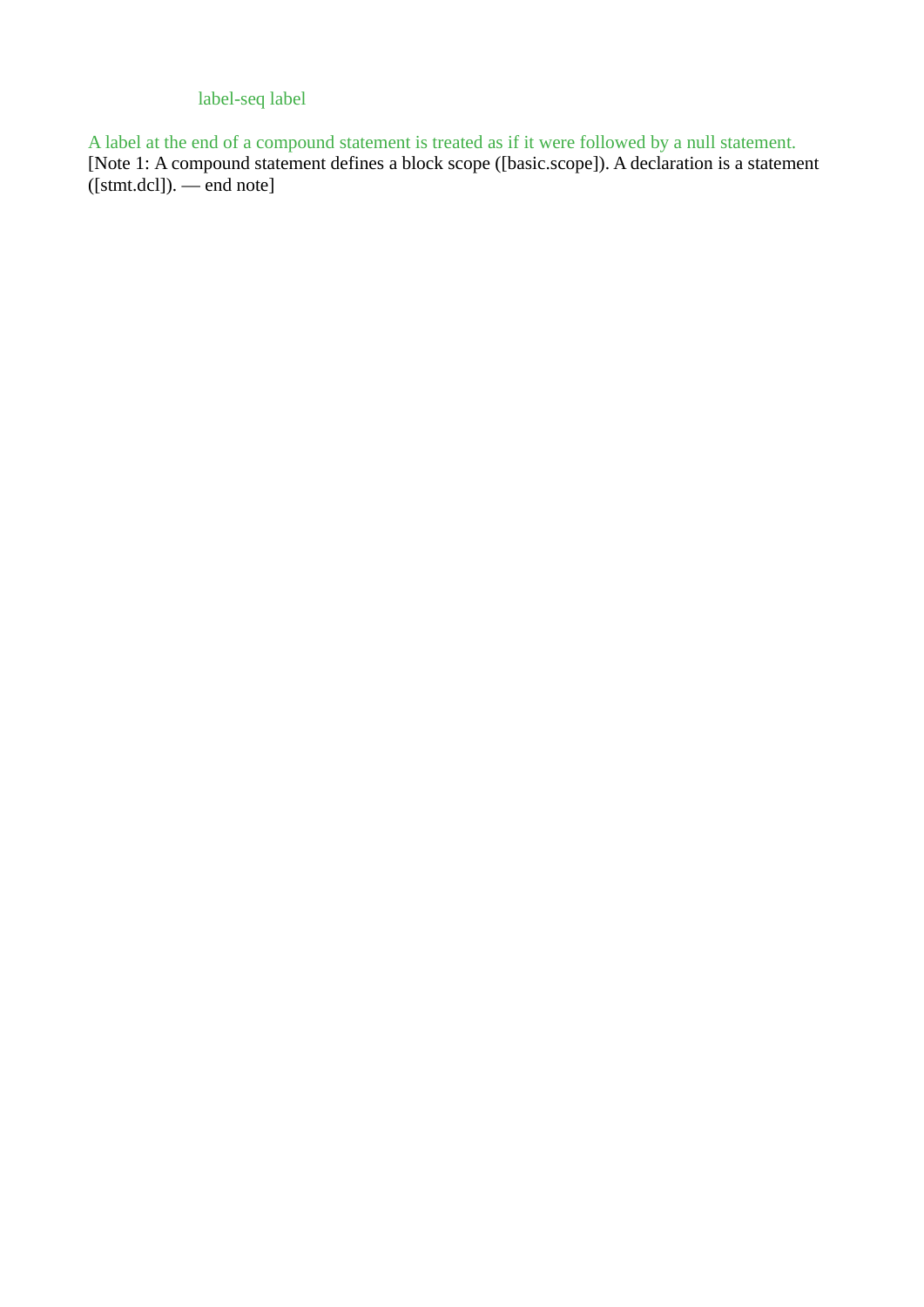label-seq label

A label at the end of a compound statement is treated as if it were followed by a null statement.

[Note 1: A compound statement defines a block scope ([basic.scope]). A declaration is a statement ([stmt.dcl]). — end note]